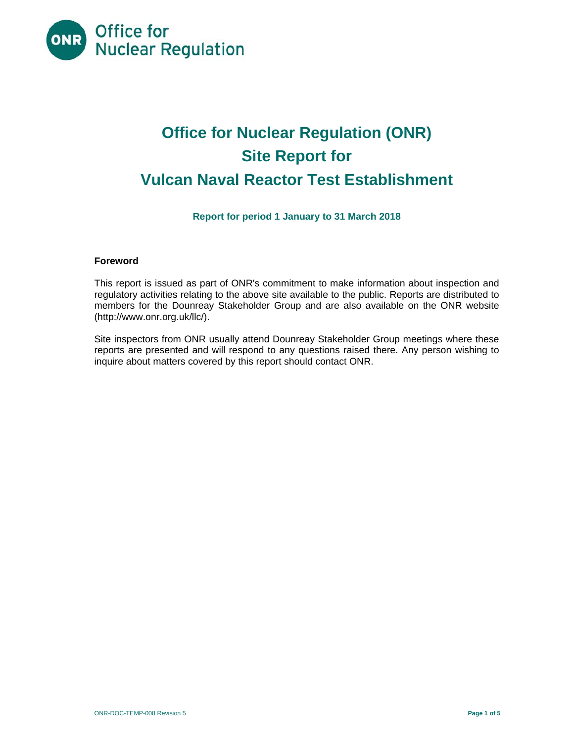Office for Nuclear Regulation

# Office for Nuclear Regulation (ONR)
# Site Report for
# Vulcan Naval Reactor Test Establishment

**Report for period 1 January to 31 March 2018**

## Foreword

This report is issued as part of ONR's commitment to make information about inspection and regulatory activities relating to the above site available to the public. Reports are distributed to members for the Dounreay Stakeholder Group and are also available on the ONR website (http://www.onr.org.uk/llc/).

Site inspectors from ONR usually attend Dounreay Stakeholder Group meetings where these reports are presented and will respond to any questions raised there. Any person wishing to inquire about matters covered by this report should contact ONR.

ONR-DOC-TEMP-008 Revision 5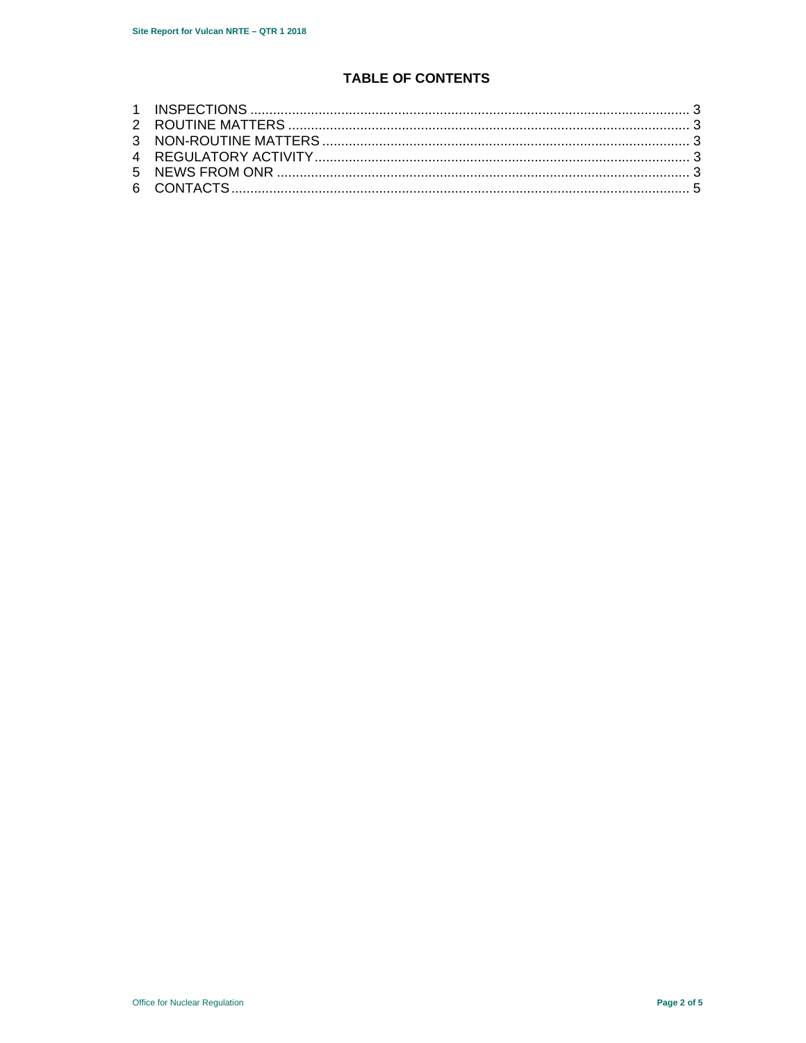# TABLE OF CONTENTS

1 INSPECTIONS ........................................................................................................ 3
2 ROUTINE MATTERS ............................................................................................. 3
3 NON-ROUTINE MATTERS .................................................................................... 3
4 REGULATORY ACTIVITY ..................................................................................... 3
5 NEWS FROM ONR ............................................................................................... 3
6 CONTACTS ........................................................................................................... 5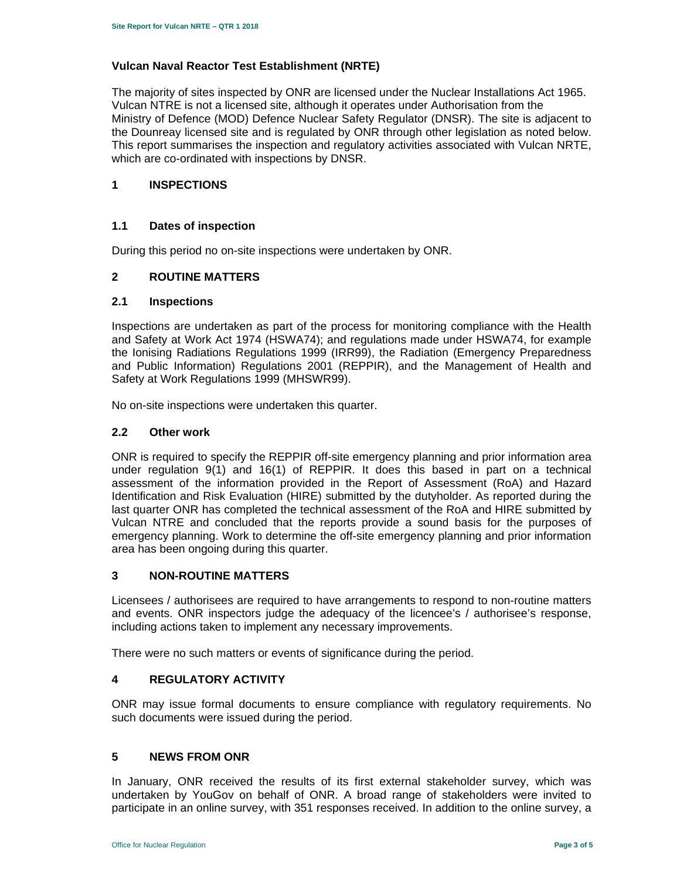## Vulcan Naval Reactor Test Establishment (NRTE)

The majority of sites inspected by ONR are licensed under the Nuclear Installations Act 1965. Vulcan NTRE is not a licensed site, although it operates under Authorisation from the Ministry of Defence (MOD) Defence Nuclear Safety Regulator (DNSR). The site is adjacent to the Dounreay licensed site and is regulated by ONR through other legislation as noted below. This report summarises the inspection and regulatory activities associated with Vulcan NRTE, which are co-ordinated with inspections by DNSR.

## 1 INSPECTIONS

### 1.1 Dates of inspection

During this period no on-site inspections were undertaken by ONR.

## 2 ROUTINE MATTERS

### 2.1 Inspections

Inspections are undertaken as part of the process for monitoring compliance with the Health and Safety at Work Act 1974 (HSWA74); and regulations made under HSWA74, for example the Ionising Radiations Regulations 1999 (IRR99), the Radiation (Emergency Preparedness and Public Information) Regulations 2001 (REPPIR), and the Management of Health and Safety at Work Regulations 1999 (MHSWR99).

No on-site inspections were undertaken this quarter.

### 2.2 Other work

ONR is required to specify the REPPIR off-site emergency planning and prior information area under regulation 9(1) and 16(1) of REPPIR. It does this based in part on a technical assessment of the information provided in the Report of Assessment (RoA) and Hazard Identification and Risk Evaluation (HIRE) submitted by the dutyholder. As reported during the last quarter ONR has completed the technical assessment of the RoA and HIRE submitted by Vulcan NTRE and concluded that the reports provide a sound basis for the purposes of emergency planning. Work to determine the off-site emergency planning and prior information area has been ongoing during this quarter.

## 3 NON-ROUTINE MATTERS

Licensees / authorisees are required to have arrangements to respond to non-routine matters and events. ONR inspectors judge the adequacy of the licencee's / authorisee's response, including actions taken to implement any necessary improvements.

There were no such matters or events of significance during the period.

## 4 REGULATORY ACTIVITY

ONR may issue formal documents to ensure compliance with regulatory requirements. No such documents were issued during the period.

## 5 NEWS FROM ONR

In January, ONR received the results of its first external stakeholder survey, which was undertaken by YouGov on behalf of ONR. A broad range of stakeholders were invited to participate in an online survey, with 351 responses received. In addition to the online survey, a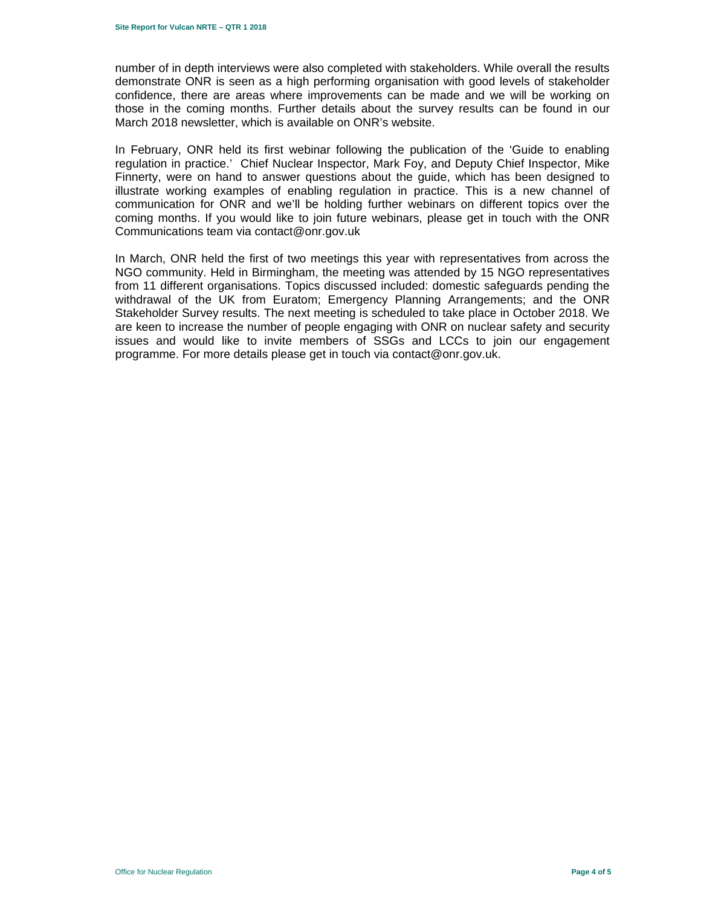number of in depth interviews were also completed with stakeholders. While overall the results demonstrate ONR is seen as a high performing organisation with good levels of stakeholder confidence, there are areas where improvements can be made and we will be working on those in the coming months. Further details about the survey results can be found in our March 2018 newsletter, which is available on ONR's website.

In February, ONR held its first webinar following the publication of the 'Guide to enabling regulation in practice.' Chief Nuclear Inspector, Mark Foy, and Deputy Chief Inspector, Mike Finnerty, were on hand to answer questions about the guide, which has been designed to illustrate working examples of enabling regulation in practice. This is a new channel of communication for ONR and we'll be holding further webinars on different topics over the coming months. If you would like to join future webinars, please get in touch with the ONR Communications team via contact@onr.gov.uk

In March, ONR held the first of two meetings this year with representatives from across the NGO community. Held in Birmingham, the meeting was attended by 15 NGO representatives from 11 different organisations. Topics discussed included: domestic safeguards pending the withdrawal of the UK from Euratom; Emergency Planning Arrangements; and the ONR Stakeholder Survey results. The next meeting is scheduled to take place in October 2018. We are keen to increase the number of people engaging with ONR on nuclear safety and security issues and would like to invite members of SSGs and LCCs to join our engagement programme. For more details please get in touch via contact@onr.gov.uk.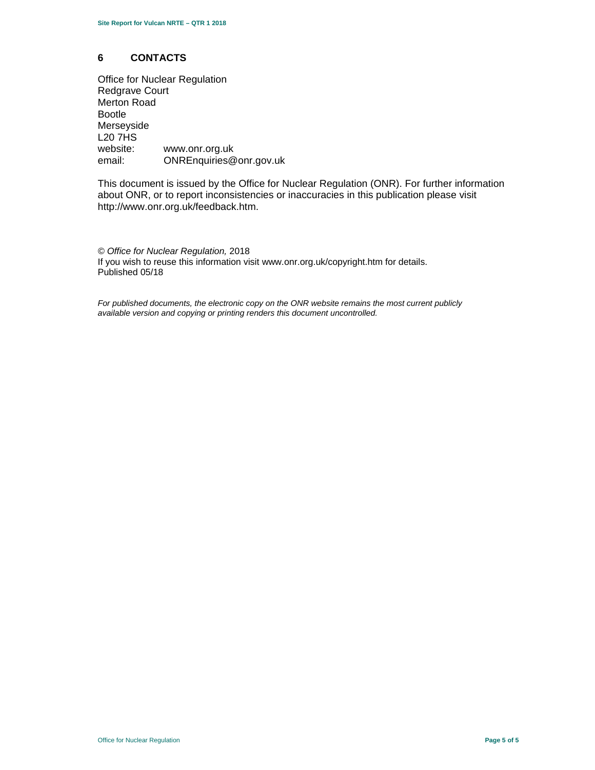## 6 CONTACTS

Office for Nuclear Regulation
Redgrave Court
Merton Road
Bootle
Merseyside
L20 7HS
website: www.onr.org.uk
email: ONREnquiries@onr.gov.uk

This document is issued by the Office for Nuclear Regulation (ONR). For further information about ONR, or to report inconsistencies or inaccuracies in this publication please visit http://www.onr.org.uk/feedback.htm.

© *Office for Nuclear Regulation,* 2018
If you wish to reuse this information visit www.onr.org.uk/copyright.htm for details.
Published 05/18

*For published documents, the electronic copy on the ONR website remains the most current publicly available version and copying or printing renders this document uncontrolled.*